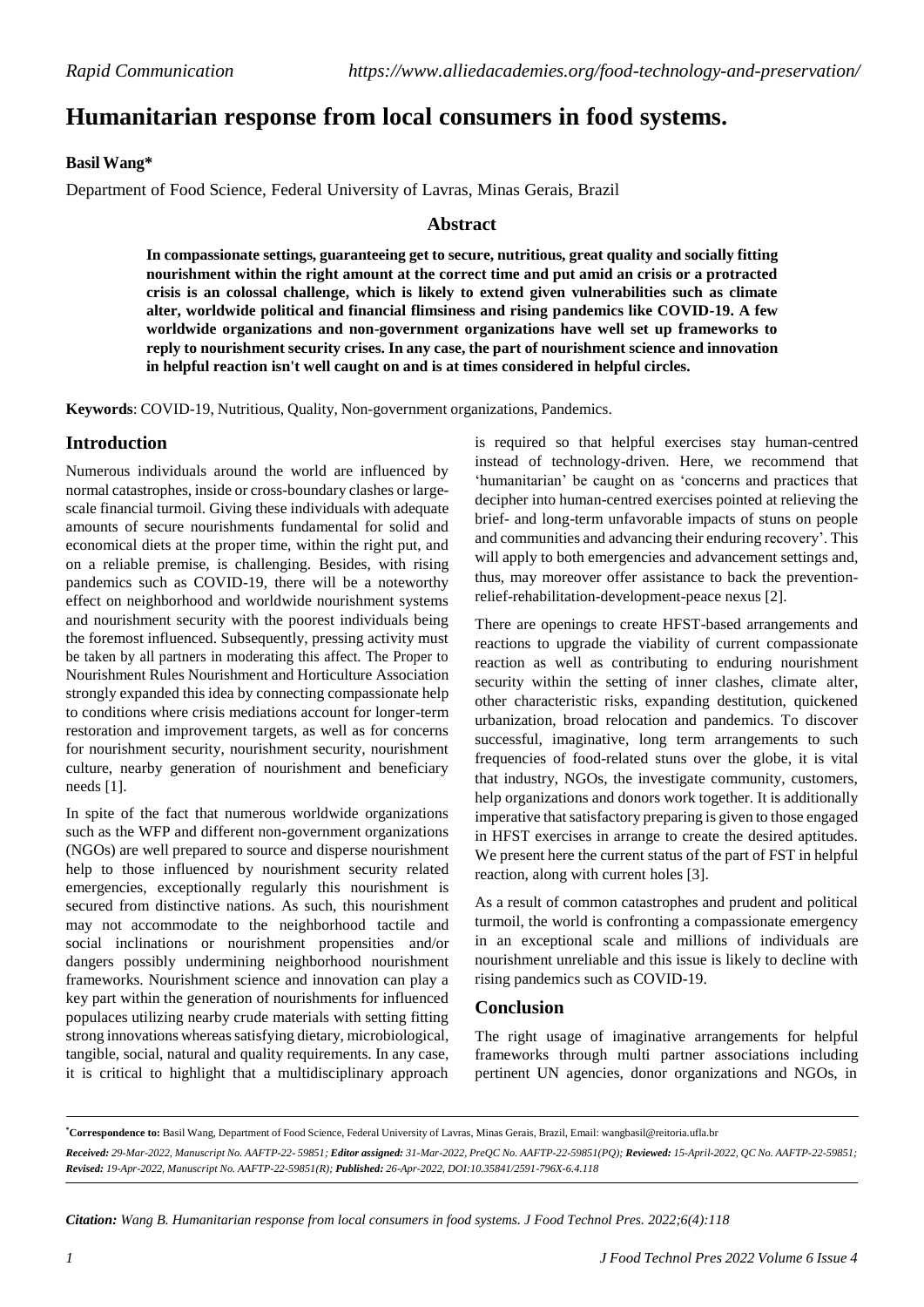# Humanitarian response from local consumers in food systems.

**Basil Wang***

Department of Food Science, Federal University of Lavras, Minas Gerais, Brazil

## Abstract

**In compassionate settings, guaranteeing get to secure, nutritious, great quality and socially fitting nourishment within the right amount at the correct time and put amid an crisis or a protracted crisis is an colossal challenge, which is likely to extend given vulnerabilities such as climate alter, worldwide political and financial flimsiness and rising pandemics like COVID-19. A few worldwide organizations and non-government organizations have well set up frameworks to reply to nourishment security crises. In any case, the part of nourishment science and innovation in helpful reaction isn't well caught on and is at times considered in helpful circles.**

**Keywords**: COVID-19, Nutritious, Quality, Non-government organizations, Pandemics.

## Introduction

Numerous individuals around the world are influenced by normal catastrophes, inside or cross-boundary clashes or large-scale financial turmoil. Giving these individuals with adequate amounts of secure nourishments fundamental for solid and economical diets at the proper time, within the right put, and on a reliable premise, is challenging. Besides, with rising pandemics such as COVID-19, there will be a noteworthy effect on neighborhood and worldwide nourishment systems and nourishment security with the poorest individuals being the foremost influenced. Subsequently, pressing activity must be taken by all partners in moderating this affect. The Proper to Nourishment Rules Nourishment and Horticulture Association strongly expanded this idea by connecting compassionate help to conditions where crisis mediations account for longer-term restoration and improvement targets, as well as for concerns for nourishment security, nourishment security, nourishment culture, nearby generation of nourishment and beneficiary needs [1].

In spite of the fact that numerous worldwide organizations such as the WFP and different non-government organizations (NGOs) are well prepared to source and disperse nourishment help to those influenced by nourishment security related emergencies, exceptionally regularly this nourishment is secured from distinctive nations. As such, this nourishment may not accommodate to the neighborhood tactile and social inclinations or nourishment propensities and/or dangers possibly undermining neighborhood nourishment frameworks. Nourishment science and innovation can play a key part within the generation of nourishments for influenced populaces utilizing nearby crude materials with setting fitting strong innovations whereas satisfying dietary, microbiological, tangible, social, natural and quality requirements. In any case, it is critical to highlight that a multidisciplinary approach is required so that helpful exercises stay human-centred instead of technology-driven. Here, we recommend that 'humanitarian' be caught on as 'concerns and practices that decipher into human-centred exercises pointed at relieving the brief- and long-term unfavorable impacts of stuns on people and communities and advancing their enduring recovery'. This will apply to both emergencies and advancement settings and, thus, may moreover offer assistance to back the prevention-relief-rehabilitation-development-peace nexus [2].

There are openings to create HFST-based arrangements and reactions to upgrade the viability of current compassionate reaction as well as contributing to enduring nourishment security within the setting of inner clashes, climate alter, other characteristic risks, expanding destitution, quickened urbanization, broad relocation and pandemics. To discover successful, imaginative, long term arrangements to such frequencies of food-related stuns over the globe, it is vital that industry, NGOs, the investigate community, customers, help organizations and donors work together. It is additionally imperative that satisfactory preparing is given to those engaged in HFST exercises in arrange to create the desired aptitudes. We present here the current status of the part of FST in helpful reaction, along with current holes [3].

As a result of common catastrophes and prudent and political turmoil, the world is confronting a compassionate emergency in an exceptional scale and millions of individuals are nourishment unreliable and this issue is likely to decline with rising pandemics such as COVID-19.

## Conclusion

The right usage of imaginative arrangements for helpful frameworks through multi partner associations including pertinent UN agencies, donor organizations and NGOs, in

---

***Correspondence to:** Basil Wang, Department of Food Science, Federal University of Lavras, Minas Gerais, Brazil, Email: wangbasil@reitoria.ufla.br

***Received:** 29-Mar-2022, Manuscript No. AAFTP-22- 59851; **Editor assigned:** 31-Mar-2022, PreQC No. AAFTP-22-59851(PQ); **Reviewed:** 15-April-2022, QC No. AAFTP-22-59851; **Revised:** 19-Apr-2022, Manuscript No. AAFTP-22-59851(R); **Published:** 26-Apr-2022, DOI:10.35841/2591-796X-6.4.118*

***Citation:** Wang B. Humanitarian response from local consumers in food systems. J Food Technol Pres. 2022;6(4):118*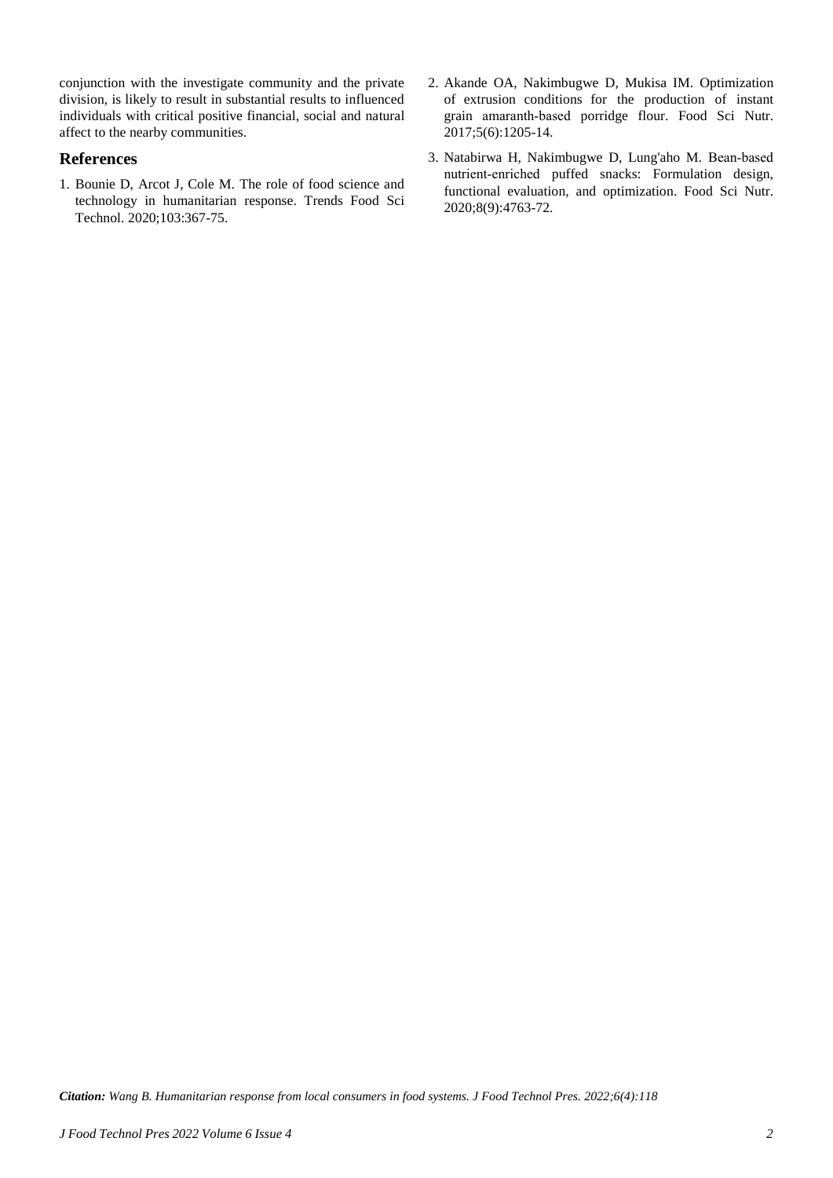conjunction with the investigate community and the private division, is likely to result in substantial results to influenced individuals with critical positive financial, social and natural affect to the nearby communities.

## References

1. Bounie D, Arcot J, Cole M. The role of food science and technology in humanitarian response. Trends Food Sci Technol. 2020;103:367-75.
2. Akande OA, Nakimbugwe D, Mukisa IM. Optimization of extrusion conditions for the production of instant grain amaranth-based porridge flour. Food Sci Nutr. 2017;5(6):1205-14.
3. Natabirwa H, Nakimbugwe D, Lung'aho M. Bean-based nutrient-enriched puffed snacks: Formulation design, functional evaluation, and optimization. Food Sci Nutr. 2020;8(9):4763-72.

***Citation:*** *Wang B. Humanitarian response from local consumers in food systems. J Food Technol Pres. 2022;6(4):118*